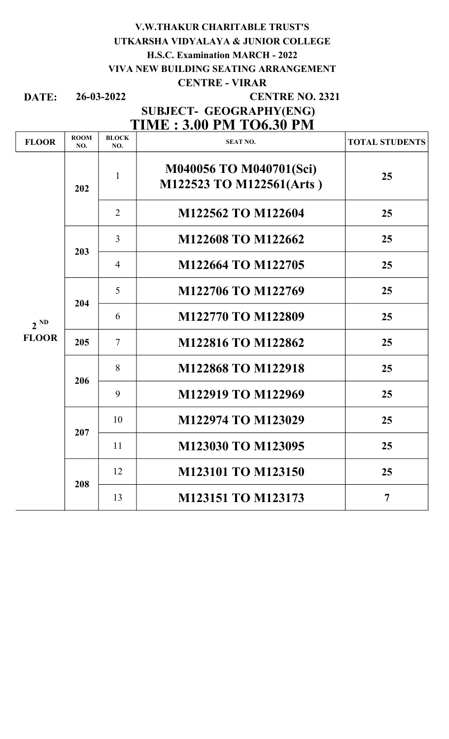**V.W.THAKUR CHARITABLE TRUST'S**

**UTKARSHA VIDYALAYA & JUNIOR COLLEGE**

**H.S.C. Examination MARCH - 2022**

**VIVA NEW BUILDING SEATING ARRANGEMENT**

**CENTRE - VIRAR**

**DATE: 26-03-2022** **CENTRE NO. 2321**

**SUBJECT- GEOGRAPHY(ENG)**

## TIME : 3.00 PM TO6.30 PM

| FLOOR | ROOM NO. | BLOCK NO. | SEAT NO. | TOTAL STUDENTS |
|---|---|---|---|---|
| 2 ND FLOOR | 202 | 1 | M040056 TO M040701(Sci) M122523 TO M122561(Arts ) | 25 |
| | | 2 | M122562 TO M122604 | 25 |
| | 203 | 3 | M122608 TO M122662 | 25 |
| | | 4 | M122664 TO M122705 | 25 |
| | 204 | 5 | M122706 TO M122769 | 25 |
| | | 6 | M122770 TO M122809 | 25 |
| | 205 | 7 | M122816 TO M122862 | 25 |
| | 206 | 8 | M122868 TO M122918 | 25 |
| | | 9 | M122919 TO M122969 | 25 |
| | 207 | 10 | M122974 TO M123029 | 25 |
| | | 11 | M123030 TO M123095 | 25 |
| | 208 | 12 | M123101 TO M123150 | 25 |
| | | 13 | M123151 TO M123173 | 7 |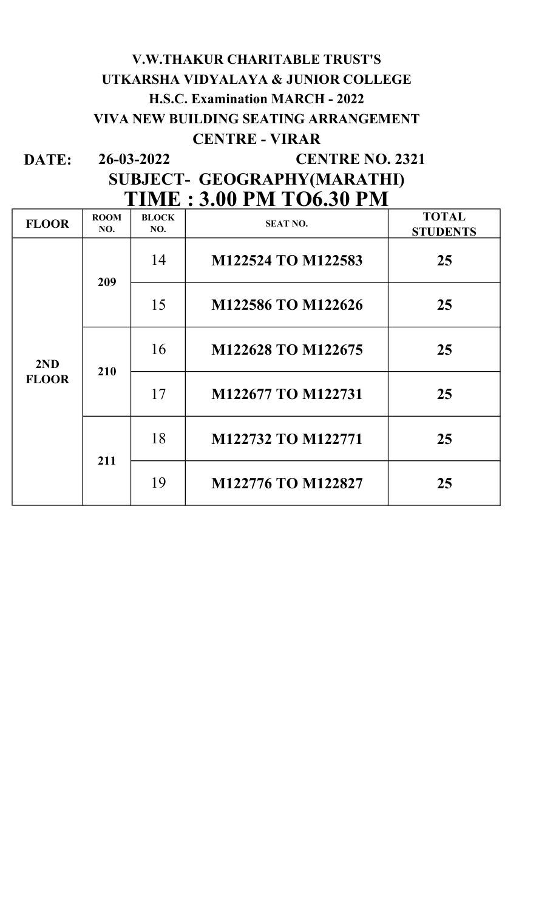**V.W.THAKUR CHARITABLE TRUST'S**

**UTKARSHA VIDYALAYA & JUNIOR COLLEGE**

**H.S.C. Examination MARCH - 2022**

**VIVA NEW BUILDING SEATING ARRANGEMENT**

**CENTRE - VIRAR**

**DATE: 26-03-2022 CENTRE NO. 2321**

**SUBJECT- GEOGRAPHY(MARATHI)**

## TIME : 3.00 PM TO6.30 PM

| FLOOR | ROOM NO. | BLOCK NO. | SEAT NO. | TOTAL STUDENTS |
|---|---|---|---|---|
| 2ND FLOOR | 209 | 14 | M122524 TO M122583 | 25 |
| | | 15 | M122586 TO M122626 | 25 |
| | 210 | 16 | M122628 TO M122675 | 25 |
| | | 17 | M122677 TO M122731 | 25 |
| | 211 | 18 | M122732 TO M122771 | 25 |
| | | 19 | M122776 TO M122827 | 25 |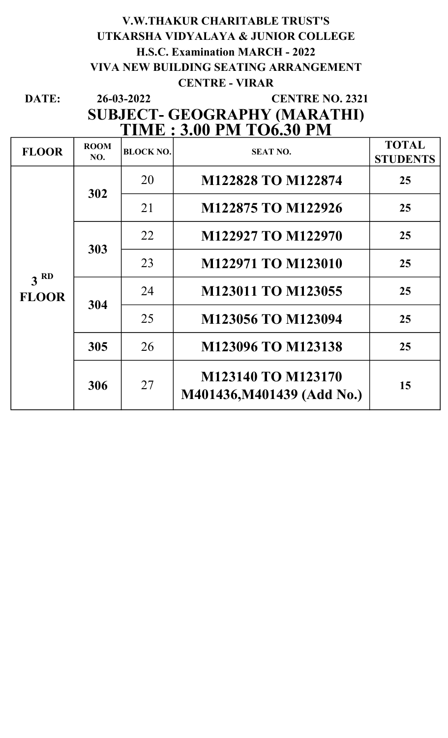**V.W.THAKUR CHARITABLE TRUST'S**

**UTKARSHA VIDYALAYA & JUNIOR COLLEGE**

**H.S.C. Examination MARCH - 2022**

**VIVA NEW BUILDING SEATING ARRANGEMENT**

**CENTRE - VIRAR**

**DATE:** 26-03-2022 **CENTRE NO. 2321**

## SUBJECT- GEOGRAPHY (MARATHI)

## TIME : 3.00 PM TO6.30 PM

| FLOOR | ROOM NO. | BLOCK NO. | SEAT NO. | TOTAL STUDENTS |
|---|---|---|---|---|
| 3 RD FLOOR | 302 | 20 | M122828 TO M122874 | 25 |
| | | 21 | M122875 TO M122926 | 25 |
| | 303 | 22 | M122927 TO M122970 | 25 |
| | | 23 | M122971 TO M123010 | 25 |
| | 304 | 24 | M123011 TO M123055 | 25 |
| | | 25 | M123056 TO M123094 | 25 |
| | 305 | 26 | M123096 TO M123138 | 25 |
| | 306 | 27 | M123140 TO M123170 M401436,M401439 (Add No.) | 15 |